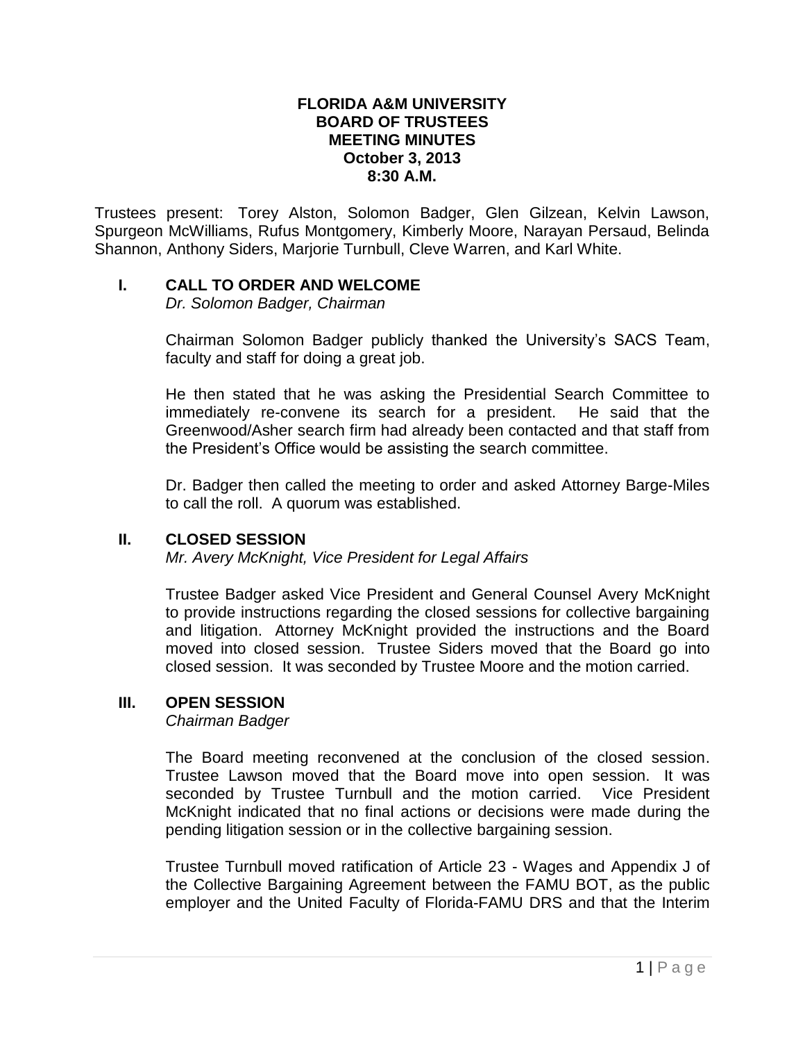# FLORIDA A&M UNIVERSITY
# BOARD OF TRUSTEES
# MEETING MINUTES
# October 3, 2013
# 8:30 A.M.

Trustees present: Torey Alston, Solomon Badger, Glen Gilzean, Kelvin Lawson, Spurgeon McWilliams, Rufus Montgomery, Kimberly Moore, Narayan Persaud, Belinda Shannon, Anthony Siders, Marjorie Turnbull, Cleve Warren, and Karl White.

## I. CALL TO ORDER AND WELCOME

*Dr. Solomon Badger, Chairman*

Chairman Solomon Badger publicly thanked the University's SACS Team, faculty and staff for doing a great job.

He then stated that he was asking the Presidential Search Committee to immediately re-convene its search for a president. He said that the Greenwood/Asher search firm had already been contacted and that staff from the President's Office would be assisting the search committee.

Dr. Badger then called the meeting to order and asked Attorney Barge-Miles to call the roll. A quorum was established.

## II. CLOSED SESSION

*Mr. Avery McKnight, Vice President for Legal Affairs*

Trustee Badger asked Vice President and General Counsel Avery McKnight to provide instructions regarding the closed sessions for collective bargaining and litigation. Attorney McKnight provided the instructions and the Board moved into closed session. Trustee Siders moved that the Board go into closed session. It was seconded by Trustee Moore and the motion carried.

## III. OPEN SESSION

*Chairman Badger*

The Board meeting reconvened at the conclusion of the closed session. Trustee Lawson moved that the Board move into open session. It was seconded by Trustee Turnbull and the motion carried. Vice President McKnight indicated that no final actions or decisions were made during the pending litigation session or in the collective bargaining session.

Trustee Turnbull moved ratification of Article 23 - Wages and Appendix J of the Collective Bargaining Agreement between the FAMU BOT, as the public employer and the United Faculty of Florida-FAMU DRS and that the Interim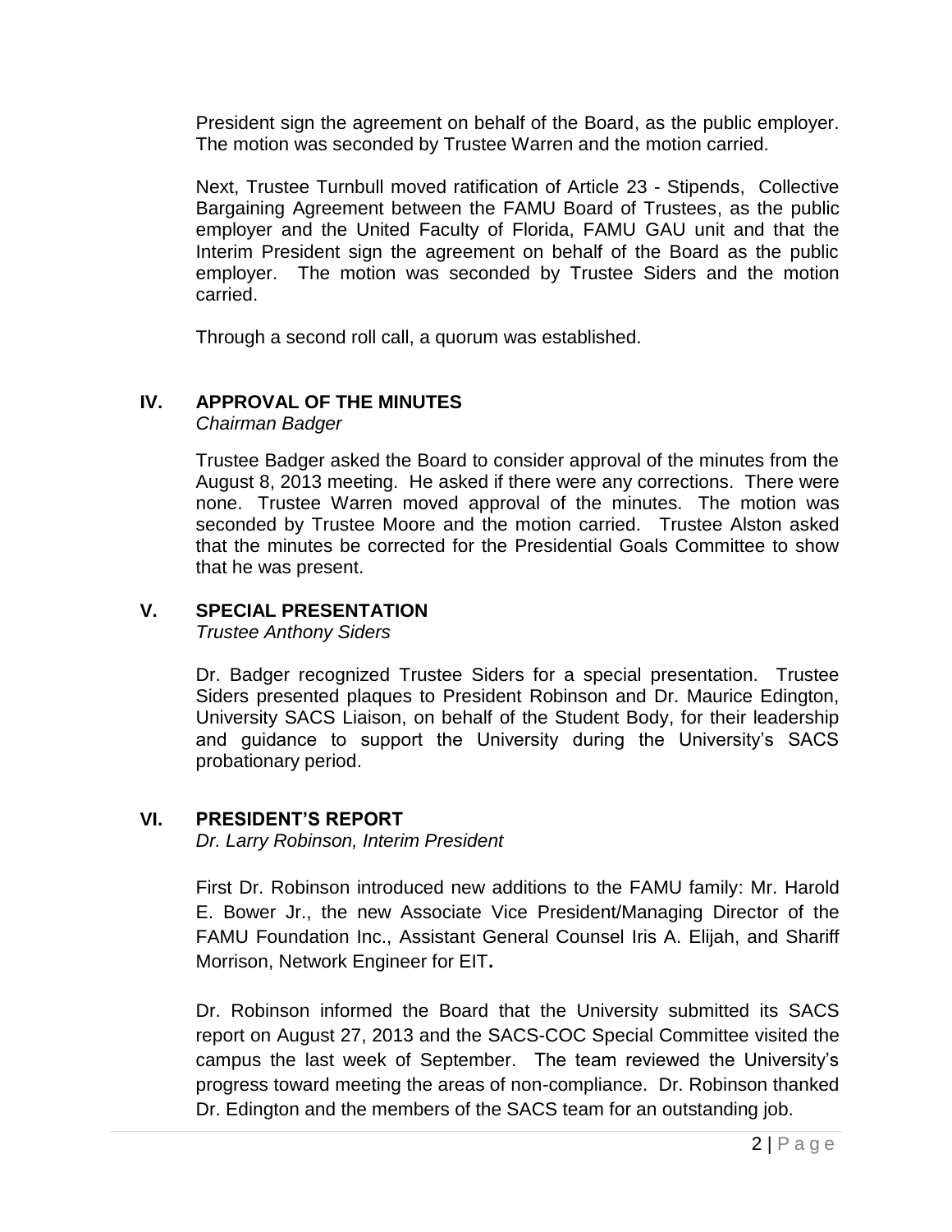President sign the agreement on behalf of the Board, as the public employer. The motion was seconded by Trustee Warren and the motion carried.

Next, Trustee Turnbull moved ratification of Article 23 - Stipends, Collective Bargaining Agreement between the FAMU Board of Trustees, as the public employer and the United Faculty of Florida, FAMU GAU unit and that the Interim President sign the agreement on behalf of the Board as the public employer. The motion was seconded by Trustee Siders and the motion carried.

Through a second roll call, a quorum was established.

## IV. APPROVAL OF THE MINUTES

*Chairman Badger*

Trustee Badger asked the Board to consider approval of the minutes from the August 8, 2013 meeting. He asked if there were any corrections. There were none. Trustee Warren moved approval of the minutes. The motion was seconded by Trustee Moore and the motion carried. Trustee Alston asked that the minutes be corrected for the Presidential Goals Committee to show that he was present.

## V. SPECIAL PRESENTATION

*Trustee Anthony Siders*

Dr. Badger recognized Trustee Siders for a special presentation. Trustee Siders presented plaques to President Robinson and Dr. Maurice Edington, University SACS Liaison, on behalf of the Student Body, for their leadership and guidance to support the University during the University's SACS probationary period.

## VI. PRESIDENT'S REPORT

*Dr. Larry Robinson, Interim President*

First Dr. Robinson introduced new additions to the FAMU family: Mr. Harold E. Bower Jr., the new Associate Vice President/Managing Director of the FAMU Foundation Inc., Assistant General Counsel Iris A. Elijah, and Shariff Morrison, Network Engineer for EIT**.**

Dr. Robinson informed the Board that the University submitted its SACS report on August 27, 2013 and the SACS-COC Special Committee visited the campus the last week of September. The team reviewed the University's progress toward meeting the areas of non-compliance. Dr. Robinson thanked Dr. Edington and the members of the SACS team for an outstanding job.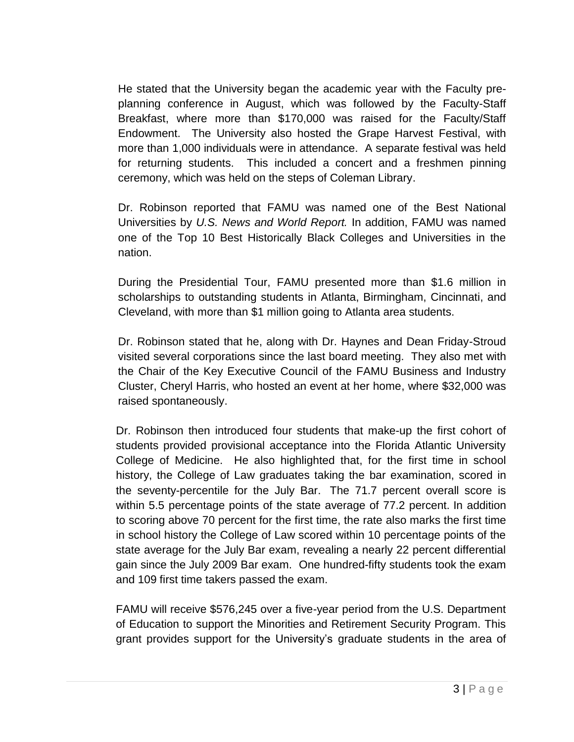He stated that the University began the academic year with the Faculty pre-planning conference in August, which was followed by the Faculty-Staff Breakfast, where more than $170,000 was raised for the Faculty/Staff Endowment. The University also hosted the Grape Harvest Festival, with more than 1,000 individuals were in attendance. A separate festival was held for returning students. This included a concert and a freshmen pinning ceremony, which was held on the steps of Coleman Library.

Dr. Robinson reported that FAMU was named one of the Best National Universities by *U.S. News and World Report.* In addition, FAMU was named one of the Top 10 Best Historically Black Colleges and Universities in the nation.

During the Presidential Tour, FAMU presented more than $1.6 million in scholarships to outstanding students in Atlanta, Birmingham, Cincinnati, and Cleveland, with more than $1 million going to Atlanta area students.

Dr. Robinson stated that he, along with Dr. Haynes and Dean Friday-Stroud visited several corporations since the last board meeting. They also met with the Chair of the Key Executive Council of the FAMU Business and Industry Cluster, Cheryl Harris, who hosted an event at her home, where $32,000 was raised spontaneously.

Dr. Robinson then introduced four students that make-up the first cohort of students provided provisional acceptance into the Florida Atlantic University College of Medicine. He also highlighted that, for the first time in school history, the College of Law graduates taking the bar examination, scored in the seventy-percentile for the July Bar. The 71.7 percent overall score is within 5.5 percentage points of the state average of 77.2 percent. In addition to scoring above 70 percent for the first time, the rate also marks the first time in school history the College of Law scored within 10 percentage points of the state average for the July Bar exam, revealing a nearly 22 percent differential gain since the July 2009 Bar exam. One hundred-fifty students took the exam and 109 first time takers passed the exam.

FAMU will receive $576,245 over a five-year period from the U.S. Department of Education to support the Minorities and Retirement Security Program. This grant provides support for the University's graduate students in the area of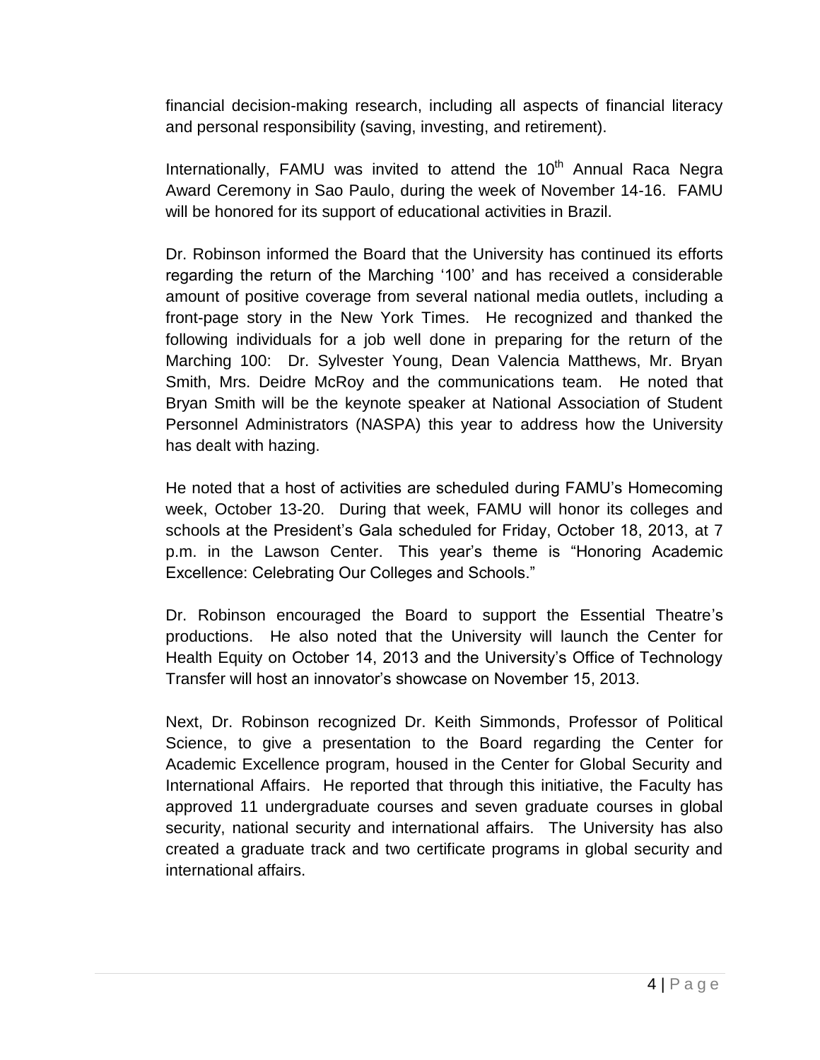financial decision-making research, including all aspects of financial literacy and personal responsibility (saving, investing, and retirement).

Internationally, FAMU was invited to attend the 10th Annual Raca Negra Award Ceremony in Sao Paulo, during the week of November 14-16. FAMU will be honored for its support of educational activities in Brazil.

Dr. Robinson informed the Board that the University has continued its efforts regarding the return of the Marching '100' and has received a considerable amount of positive coverage from several national media outlets, including a front-page story in the New York Times. He recognized and thanked the following individuals for a job well done in preparing for the return of the Marching 100: Dr. Sylvester Young, Dean Valencia Matthews, Mr. Bryan Smith, Mrs. Deidre McRoy and the communications team. He noted that Bryan Smith will be the keynote speaker at National Association of Student Personnel Administrators (NASPA) this year to address how the University has dealt with hazing.

He noted that a host of activities are scheduled during FAMU's Homecoming week, October 13-20. During that week, FAMU will honor its colleges and schools at the President's Gala scheduled for Friday, October 18, 2013, at 7 p.m. in the Lawson Center. This year's theme is "Honoring Academic Excellence: Celebrating Our Colleges and Schools."

Dr. Robinson encouraged the Board to support the Essential Theatre's productions. He also noted that the University will launch the Center for Health Equity on October 14, 2013 and the University's Office of Technology Transfer will host an innovator's showcase on November 15, 2013.

Next, Dr. Robinson recognized Dr. Keith Simmonds, Professor of Political Science, to give a presentation to the Board regarding the Center for Academic Excellence program, housed in the Center for Global Security and International Affairs. He reported that through this initiative, the Faculty has approved 11 undergraduate courses and seven graduate courses in global security, national security and international affairs. The University has also created a graduate track and two certificate programs in global security and international affairs.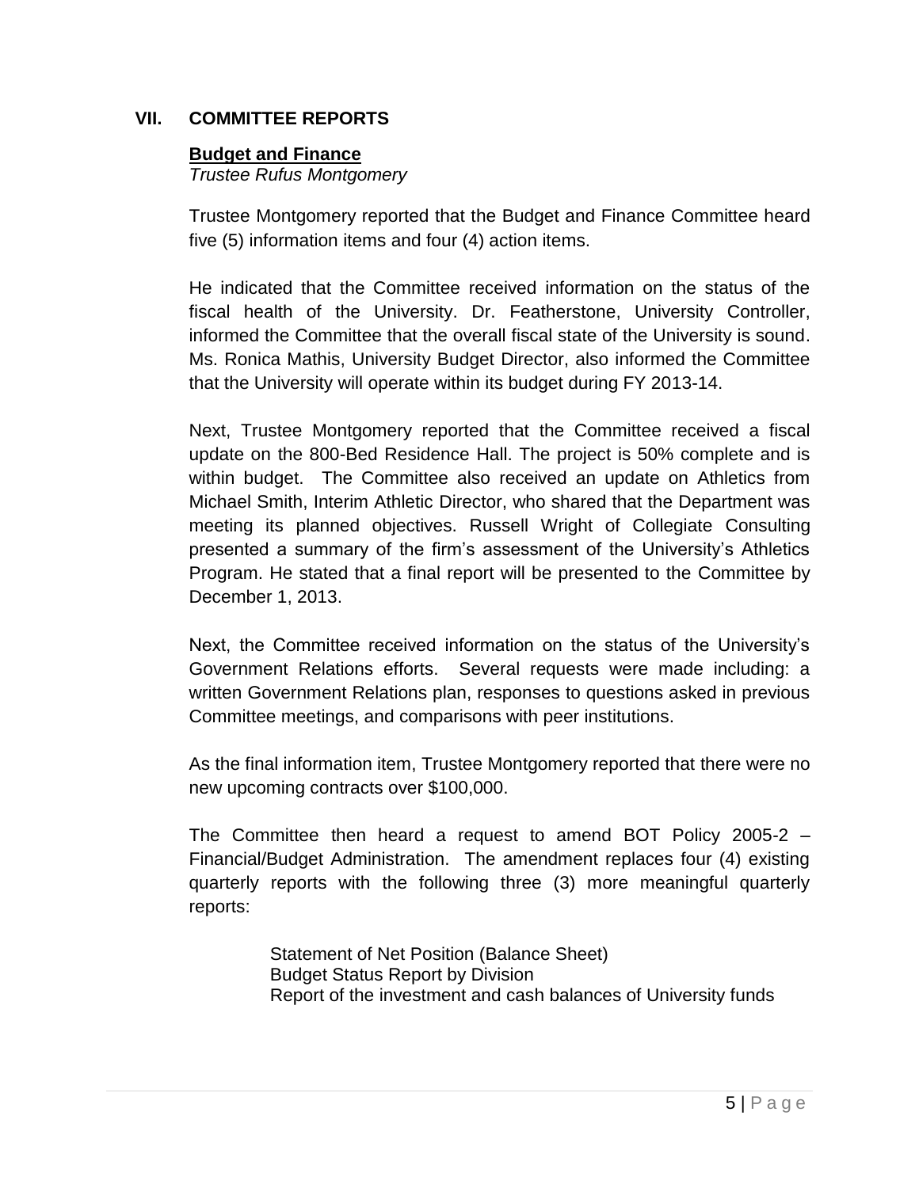## VII. COMMITTEE REPORTS

### Budget and Finance

*Trustee Rufus Montgomery*

Trustee Montgomery reported that the Budget and Finance Committee heard five (5) information items and four (4) action items.

He indicated that the Committee received information on the status of the fiscal health of the University. Dr. Featherstone, University Controller, informed the Committee that the overall fiscal state of the University is sound. Ms. Ronica Mathis, University Budget Director, also informed the Committee that the University will operate within its budget during FY 2013-14.

Next, Trustee Montgomery reported that the Committee received a fiscal update on the 800-Bed Residence Hall. The project is 50% complete and is within budget. The Committee also received an update on Athletics from Michael Smith, Interim Athletic Director, who shared that the Department was meeting its planned objectives. Russell Wright of Collegiate Consulting presented a summary of the firm's assessment of the University's Athletics Program. He stated that a final report will be presented to the Committee by December 1, 2013.

Next, the Committee received information on the status of the University's Government Relations efforts. Several requests were made including: a written Government Relations plan, responses to questions asked in previous Committee meetings, and comparisons with peer institutions.

As the final information item, Trustee Montgomery reported that there were no new upcoming contracts over $100,000.

The Committee then heard a request to amend BOT Policy 2005-2 – Financial/Budget Administration. The amendment replaces four (4) existing quarterly reports with the following three (3) more meaningful quarterly reports:

Statement of Net Position (Balance Sheet)
Budget Status Report by Division
Report of the investment and cash balances of University funds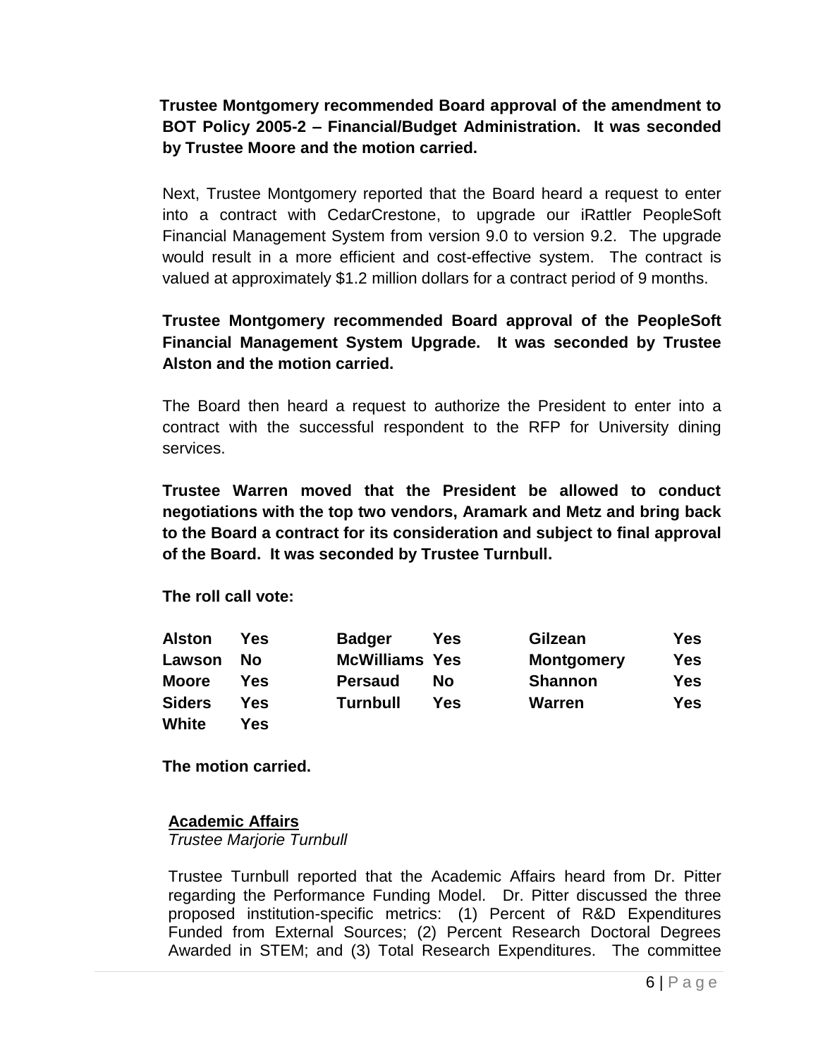**Trustee Montgomery recommended Board approval of the amendment to BOT Policy 2005-2 – Financial/Budget Administration. It was seconded by Trustee Moore and the motion carried.**

Next, Trustee Montgomery reported that the Board heard a request to enter into a contract with CedarCrestone, to upgrade our iRattler PeopleSoft Financial Management System from version 9.0 to version 9.2. The upgrade would result in a more efficient and cost-effective system. The contract is valued at approximately $1.2 million dollars for a contract period of 9 months.

**Trustee Montgomery recommended Board approval of the PeopleSoft Financial Management System Upgrade. It was seconded by Trustee Alston and the motion carried.**

The Board then heard a request to authorize the President to enter into a contract with the successful respondent to the RFP for University dining services.

**Trustee Warren moved that the President be allowed to conduct negotiations with the top two vendors, Aramark and Metz and bring back to the Board a contract for its consideration and subject to final approval of the Board. It was seconded by Trustee Turnbull.**

**The roll call vote:**

| | | | | | |
|---|---|---|---|---|---|
| **Alston** | **Yes** | **Badger** | **Yes** | **Gilzean** | **Yes** |
| **Lawson** | **No** | **McWilliams** | **Yes** | **Montgomery** | **Yes** |
| **Moore** | **Yes** | **Persaud** | **No** | **Shannon** | **Yes** |
| **Siders** | **Yes** | **Turnbull** | **Yes** | **Warren** | **Yes** |
| **White** | **Yes** | | | | |

**The motion carried.**

## Academic Affairs

*Trustee Marjorie Turnbull*

Trustee Turnbull reported that the Academic Affairs heard from Dr. Pitter regarding the Performance Funding Model. Dr. Pitter discussed the three proposed institution-specific metrics: (1) Percent of R&D Expenditures Funded from External Sources; (2) Percent Research Doctoral Degrees Awarded in STEM; and (3) Total Research Expenditures. The committee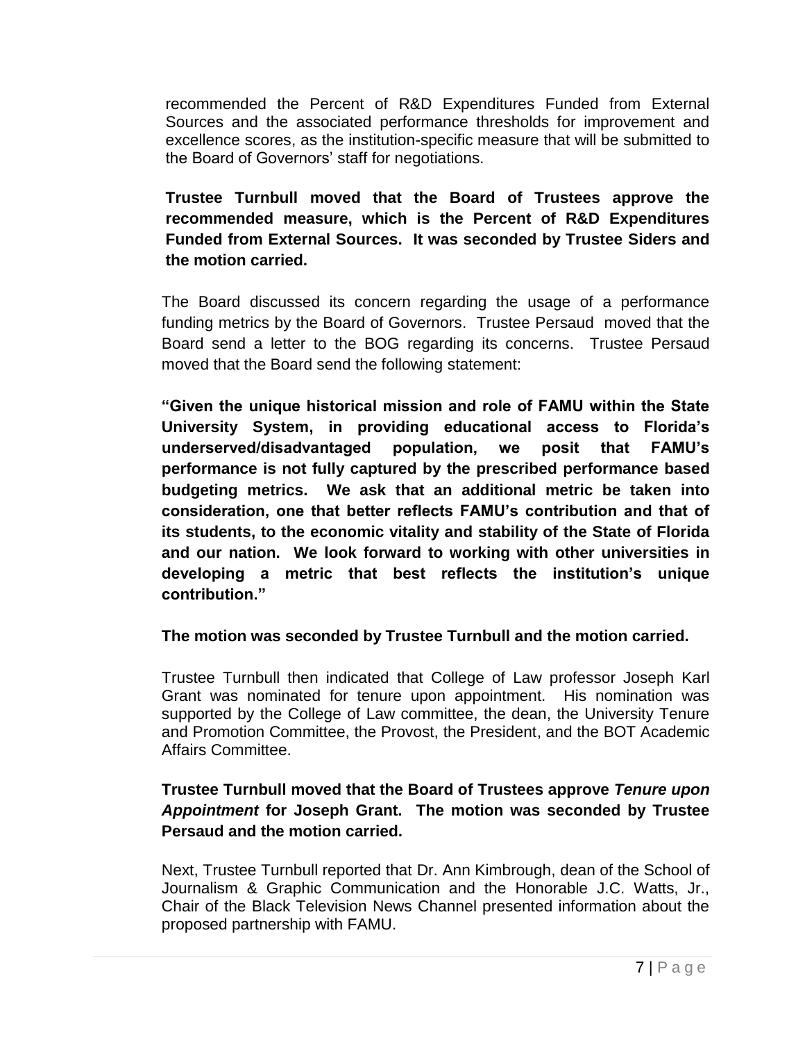recommended the Percent of R&D Expenditures Funded from External Sources and the associated performance thresholds for improvement and excellence scores, as the institution-specific measure that will be submitted to the Board of Governors' staff for negotiations.

**Trustee Turnbull moved that the Board of Trustees approve the recommended measure, which is the Percent of R&D Expenditures Funded from External Sources. It was seconded by Trustee Siders and the motion carried.**

The Board discussed its concern regarding the usage of a performance funding metrics by the Board of Governors. Trustee Persaud moved that the Board send a letter to the BOG regarding its concerns. Trustee Persaud moved that the Board send the following statement:

**"Given the unique historical mission and role of FAMU within the State University System, in providing educational access to Florida's underserved/disadvantaged population, we posit that FAMU's performance is not fully captured by the prescribed performance based budgeting metrics. We ask that an additional metric be taken into consideration, one that better reflects FAMU's contribution and that of its students, to the economic vitality and stability of the State of Florida and our nation. We look forward to working with other universities in developing a metric that best reflects the institution's unique contribution."**

**The motion was seconded by Trustee Turnbull and the motion carried.**

Trustee Turnbull then indicated that College of Law professor Joseph Karl Grant was nominated for tenure upon appointment. His nomination was supported by the College of Law committee, the dean, the University Tenure and Promotion Committee, the Provost, the President, and the BOT Academic Affairs Committee.

**Trustee Turnbull moved that the Board of Trustees approve *Tenure upon Appointment* for Joseph Grant. The motion was seconded by Trustee Persaud and the motion carried.**

Next, Trustee Turnbull reported that Dr. Ann Kimbrough, dean of the School of Journalism & Graphic Communication and the Honorable J.C. Watts, Jr., Chair of the Black Television News Channel presented information about the proposed partnership with FAMU.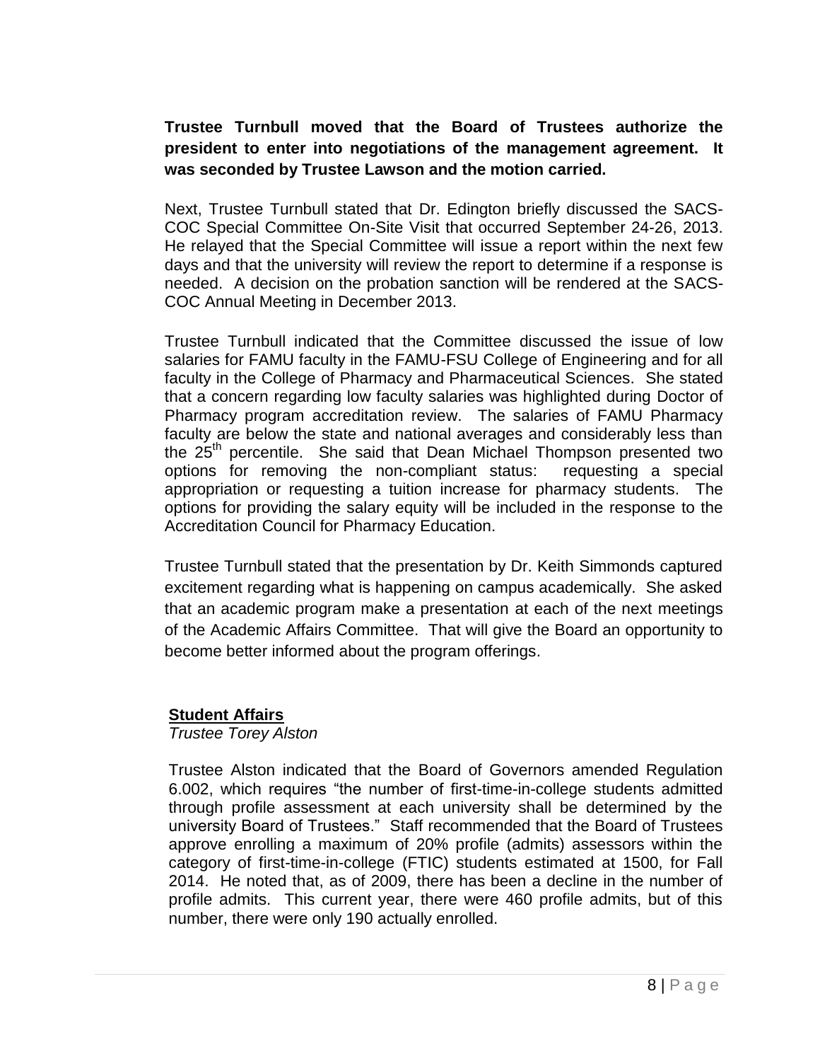**Trustee Turnbull moved that the Board of Trustees authorize the president to enter into negotiations of the management agreement. It was seconded by Trustee Lawson and the motion carried.**

Next, Trustee Turnbull stated that Dr. Edington briefly discussed the SACS-COC Special Committee On-Site Visit that occurred September 24-26, 2013. He relayed that the Special Committee will issue a report within the next few days and that the university will review the report to determine if a response is needed. A decision on the probation sanction will be rendered at the SACS-COC Annual Meeting in December 2013.

Trustee Turnbull indicated that the Committee discussed the issue of low salaries for FAMU faculty in the FAMU-FSU College of Engineering and for all faculty in the College of Pharmacy and Pharmaceutical Sciences. She stated that a concern regarding low faculty salaries was highlighted during Doctor of Pharmacy program accreditation review. The salaries of FAMU Pharmacy faculty are below the state and national averages and considerably less than the 25th percentile. She said that Dean Michael Thompson presented two options for removing the non-compliant status: requesting a special appropriation or requesting a tuition increase for pharmacy students. The options for providing the salary equity will be included in the response to the Accreditation Council for Pharmacy Education.

Trustee Turnbull stated that the presentation by Dr. Keith Simmonds captured excitement regarding what is happening on campus academically. She asked that an academic program make a presentation at each of the next meetings of the Academic Affairs Committee. That will give the Board an opportunity to become better informed about the program offerings.

**Student Affairs**

*Trustee Torey Alston*

Trustee Alston indicated that the Board of Governors amended Regulation 6.002, which requires "the number of first-time-in-college students admitted through profile assessment at each university shall be determined by the university Board of Trustees." Staff recommended that the Board of Trustees approve enrolling a maximum of 20% profile (admits) assessors within the category of first-time-in-college (FTIC) students estimated at 1500, for Fall 2014. He noted that, as of 2009, there has been a decline in the number of profile admits. This current year, there were 460 profile admits, but of this number, there were only 190 actually enrolled.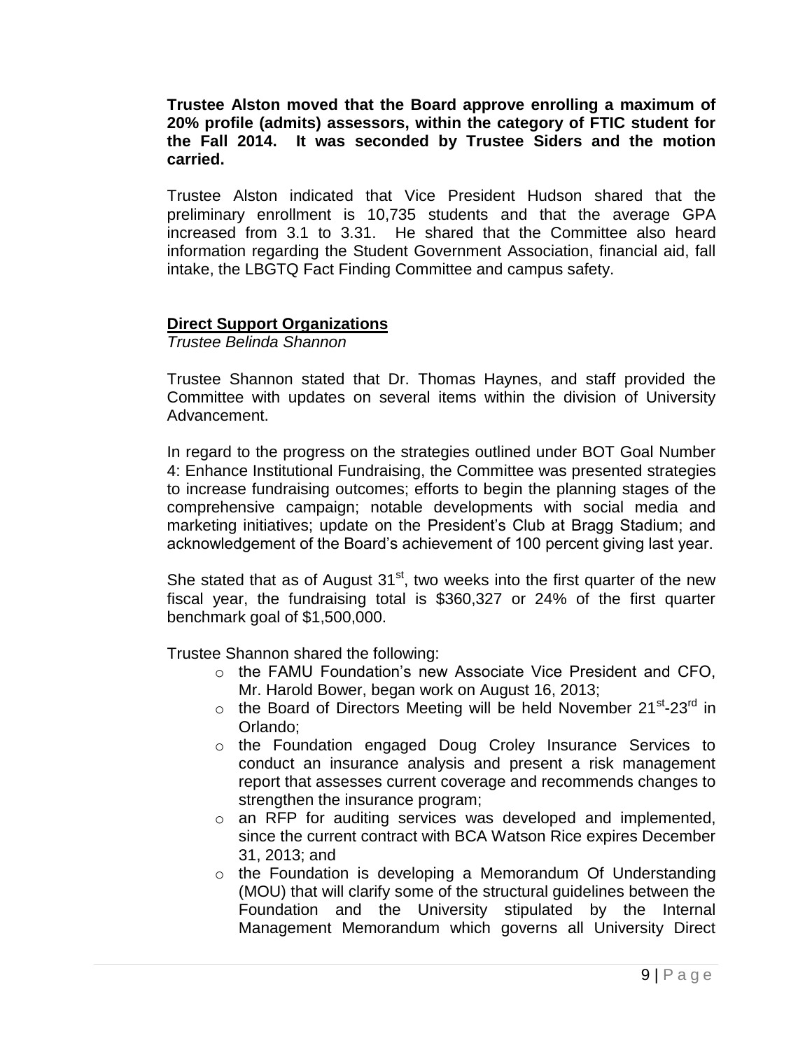**Trustee Alston moved that the Board approve enrolling a maximum of 20% profile (admits) assessors, within the category of FTIC student for the Fall 2014. It was seconded by Trustee Siders and the motion carried.**

Trustee Alston indicated that Vice President Hudson shared that the preliminary enrollment is 10,735 students and that the average GPA increased from 3.1 to 3.31. He shared that the Committee also heard information regarding the Student Government Association, financial aid, fall intake, the LBGTQ Fact Finding Committee and campus safety.

## Direct Support Organizations

*Trustee Belinda Shannon*

Trustee Shannon stated that Dr. Thomas Haynes, and staff provided the Committee with updates on several items within the division of University Advancement.

In regard to the progress on the strategies outlined under BOT Goal Number 4: Enhance Institutional Fundraising, the Committee was presented strategies to increase fundraising outcomes; efforts to begin the planning stages of the comprehensive campaign; notable developments with social media and marketing initiatives; update on the President's Club at Bragg Stadium; and acknowledgement of the Board's achievement of 100 percent giving last year.

She stated that as of August 31st, two weeks into the first quarter of the new fiscal year, the fundraising total is $360,327 or 24% of the first quarter benchmark goal of $1,500,000.

Trustee Shannon shared the following:

- the FAMU Foundation's new Associate Vice President and CFO, Mr. Harold Bower, began work on August 16, 2013;
- the Board of Directors Meeting will be held November 21st-23rd in Orlando;
- the Foundation engaged Doug Croley Insurance Services to conduct an insurance analysis and present a risk management report that assesses current coverage and recommends changes to strengthen the insurance program;
- an RFP for auditing services was developed and implemented, since the current contract with BCA Watson Rice expires December 31, 2013; and
- the Foundation is developing a Memorandum Of Understanding (MOU) that will clarify some of the structural guidelines between the Foundation and the University stipulated by the Internal Management Memorandum which governs all University Direct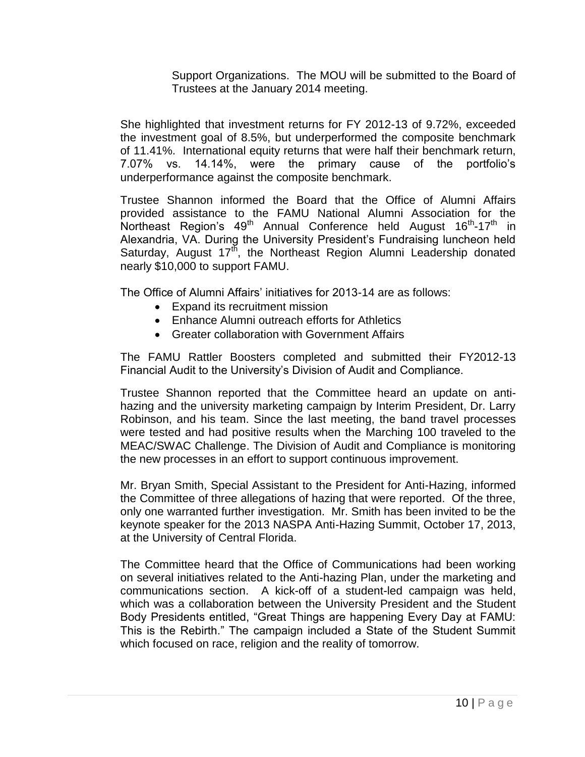Support Organizations. The MOU will be submitted to the Board of Trustees at the January 2014 meeting.

She highlighted that investment returns for FY 2012-13 of 9.72%, exceeded the investment goal of 8.5%, but underperformed the composite benchmark of 11.41%. International equity returns that were half their benchmark return, 7.07% vs. 14.14%, were the primary cause of the portfolio's underperformance against the composite benchmark.

Trustee Shannon informed the Board that the Office of Alumni Affairs provided assistance to the FAMU National Alumni Association for the Northeast Region's 49th Annual Conference held August 16th-17th in Alexandria, VA. During the University President's Fundraising luncheon held Saturday, August 17th, the Northeast Region Alumni Leadership donated nearly $10,000 to support FAMU.

The Office of Alumni Affairs' initiatives for 2013-14 are as follows:

- Expand its recruitment mission
- Enhance Alumni outreach efforts for Athletics
- Greater collaboration with Government Affairs

The FAMU Rattler Boosters completed and submitted their FY2012-13 Financial Audit to the University's Division of Audit and Compliance.

Trustee Shannon reported that the Committee heard an update on anti-hazing and the university marketing campaign by Interim President, Dr. Larry Robinson, and his team. Since the last meeting, the band travel processes were tested and had positive results when the Marching 100 traveled to the MEAC/SWAC Challenge. The Division of Audit and Compliance is monitoring the new processes in an effort to support continuous improvement.

Mr. Bryan Smith, Special Assistant to the President for Anti-Hazing, informed the Committee of three allegations of hazing that were reported. Of the three, only one warranted further investigation. Mr. Smith has been invited to be the keynote speaker for the 2013 NASPA Anti-Hazing Summit, October 17, 2013, at the University of Central Florida.

The Committee heard that the Office of Communications had been working on several initiatives related to the Anti-hazing Plan, under the marketing and communications section. A kick-off of a student-led campaign was held, which was a collaboration between the University President and the Student Body Presidents entitled, "Great Things are happening Every Day at FAMU: This is the Rebirth." The campaign included a State of the Student Summit which focused on race, religion and the reality of tomorrow.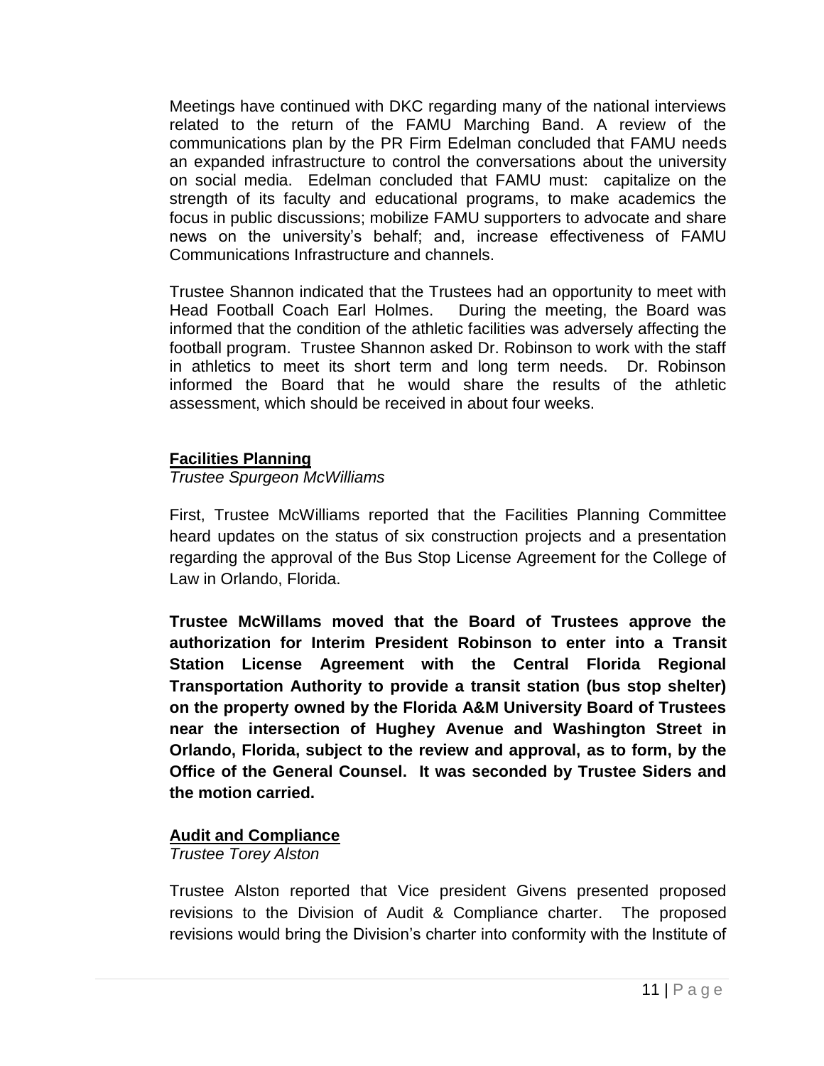Meetings have continued with DKC regarding many of the national interviews related to the return of the FAMU Marching Band. A review of the communications plan by the PR Firm Edelman concluded that FAMU needs an expanded infrastructure to control the conversations about the university on social media. Edelman concluded that FAMU must: capitalize on the strength of its faculty and educational programs, to make academics the focus in public discussions; mobilize FAMU supporters to advocate and share news on the university's behalf; and, increase effectiveness of FAMU Communications Infrastructure and channels.

Trustee Shannon indicated that the Trustees had an opportunity to meet with Head Football Coach Earl Holmes. During the meeting, the Board was informed that the condition of the athletic facilities was adversely affecting the football program. Trustee Shannon asked Dr. Robinson to work with the staff in athletics to meet its short term and long term needs. Dr. Robinson informed the Board that he would share the results of the athletic assessment, which should be received in about four weeks.

**Facilities Planning**

*Trustee Spurgeon McWilliams*

First, Trustee McWilliams reported that the Facilities Planning Committee heard updates on the status of six construction projects and a presentation regarding the approval of the Bus Stop License Agreement for the College of Law in Orlando, Florida.

**Trustee McWillams moved that the Board of Trustees approve the authorization for Interim President Robinson to enter into a Transit Station License Agreement with the Central Florida Regional Transportation Authority to provide a transit station (bus stop shelter) on the property owned by the Florida A&M University Board of Trustees near the intersection of Hughey Avenue and Washington Street in Orlando, Florida, subject to the review and approval, as to form, by the Office of the General Counsel. It was seconded by Trustee Siders and the motion carried.**

**Audit and Compliance**

*Trustee Torey Alston*

Trustee Alston reported that Vice president Givens presented proposed revisions to the Division of Audit & Compliance charter. The proposed revisions would bring the Division's charter into conformity with the Institute of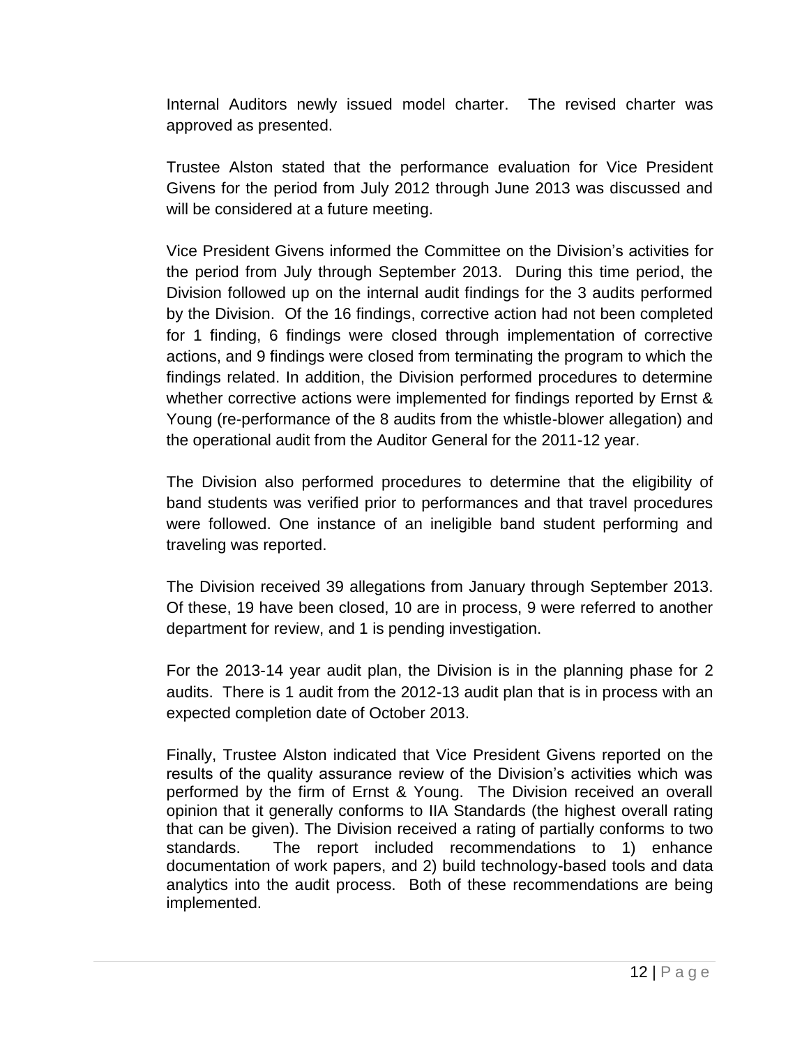Internal Auditors newly issued model charter. The revised charter was approved as presented.

Trustee Alston stated that the performance evaluation for Vice President Givens for the period from July 2012 through June 2013 was discussed and will be considered at a future meeting.

Vice President Givens informed the Committee on the Division's activities for the period from July through September 2013. During this time period, the Division followed up on the internal audit findings for the 3 audits performed by the Division. Of the 16 findings, corrective action had not been completed for 1 finding, 6 findings were closed through implementation of corrective actions, and 9 findings were closed from terminating the program to which the findings related. In addition, the Division performed procedures to determine whether corrective actions were implemented for findings reported by Ernst & Young (re-performance of the 8 audits from the whistle-blower allegation) and the operational audit from the Auditor General for the 2011-12 year.

The Division also performed procedures to determine that the eligibility of band students was verified prior to performances and that travel procedures were followed. One instance of an ineligible band student performing and traveling was reported.

The Division received 39 allegations from January through September 2013. Of these, 19 have been closed, 10 are in process, 9 were referred to another department for review, and 1 is pending investigation.

For the 2013-14 year audit plan, the Division is in the planning phase for 2 audits. There is 1 audit from the 2012-13 audit plan that is in process with an expected completion date of October 2013.

Finally, Trustee Alston indicated that Vice President Givens reported on the results of the quality assurance review of the Division's activities which was performed by the firm of Ernst & Young. The Division received an overall opinion that it generally conforms to IIA Standards (the highest overall rating that can be given). The Division received a rating of partially conforms to two standards. The report included recommendations to 1) enhance documentation of work papers, and 2) build technology-based tools and data analytics into the audit process. Both of these recommendations are being implemented.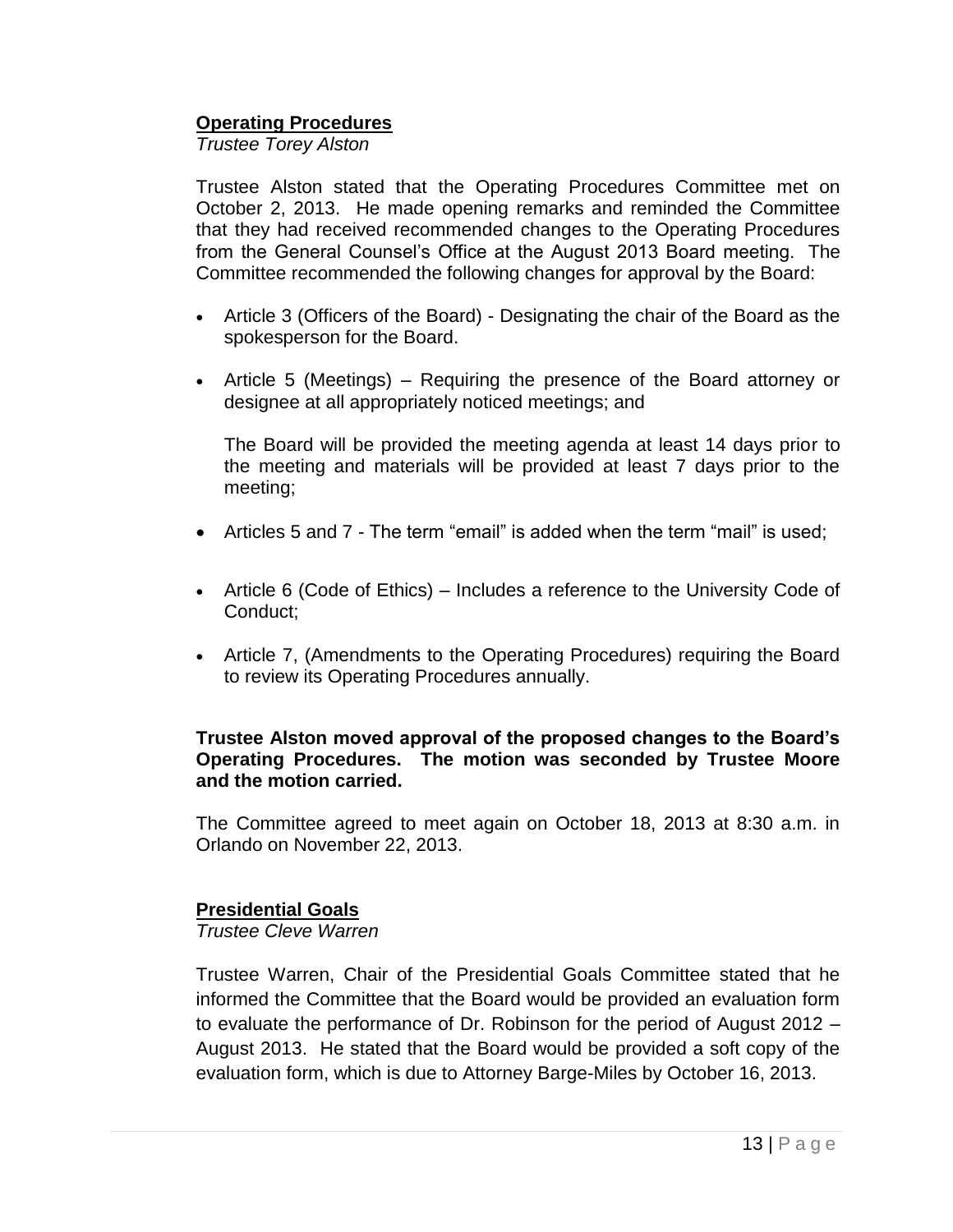**Operating Procedures**

*Trustee Torey Alston*

Trustee Alston stated that the Operating Procedures Committee met on October 2, 2013. He made opening remarks and reminded the Committee that they had received recommended changes to the Operating Procedures from the General Counsel's Office at the August 2013 Board meeting. The Committee recommended the following changes for approval by the Board:

- Article 3 (Officers of the Board) - Designating the chair of the Board as the spokesperson for the Board.
- Article 5 (Meetings) – Requiring the presence of the Board attorney or designee at all appropriately noticed meetings; and

  The Board will be provided the meeting agenda at least 14 days prior to the meeting and materials will be provided at least 7 days prior to the meeting;
- Articles 5 and 7 - The term "email" is added when the term "mail" is used;
- Article 6 (Code of Ethics) – Includes a reference to the University Code of Conduct;
- Article 7, (Amendments to the Operating Procedures) requiring the Board to review its Operating Procedures annually.

**Trustee Alston moved approval of the proposed changes to the Board's Operating Procedures. The motion was seconded by Trustee Moore and the motion carried.**

The Committee agreed to meet again on October 18, 2013 at 8:30 a.m. in Orlando on November 22, 2013.

**Presidential Goals**

*Trustee Cleve Warren*

Trustee Warren, Chair of the Presidential Goals Committee stated that he informed the Committee that the Board would be provided an evaluation form to evaluate the performance of Dr. Robinson for the period of August 2012 – August 2013. He stated that the Board would be provided a soft copy of the evaluation form, which is due to Attorney Barge-Miles by October 16, 2013.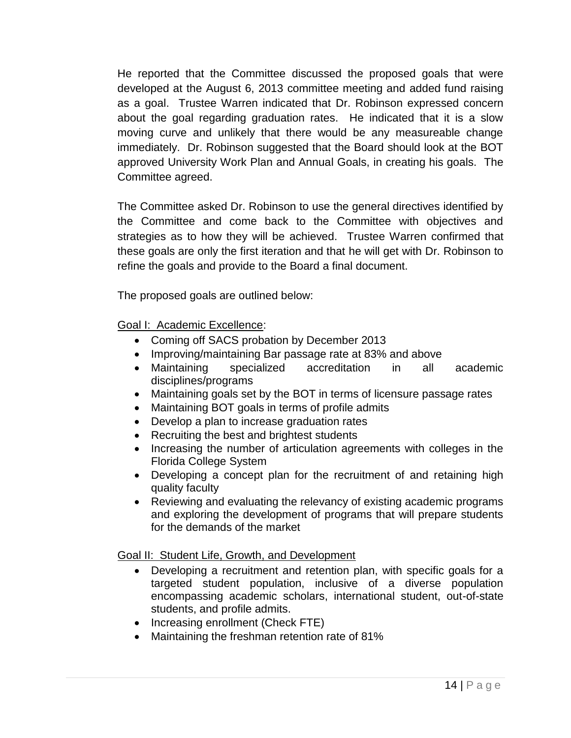He reported that the Committee discussed the proposed goals that were developed at the August 6, 2013 committee meeting and added fund raising as a goal. Trustee Warren indicated that Dr. Robinson expressed concern about the goal regarding graduation rates. He indicated that it is a slow moving curve and unlikely that there would be any measureable change immediately. Dr. Robinson suggested that the Board should look at the BOT approved University Work Plan and Annual Goals, in creating his goals. The Committee agreed.

The Committee asked Dr. Robinson to use the general directives identified by the Committee and come back to the Committee with objectives and strategies as to how they will be achieved. Trustee Warren confirmed that these goals are only the first iteration and that he will get with Dr. Robinson to refine the goals and provide to the Board a final document.

The proposed goals are outlined below:

<u>Goal I: Academic Excellence</u>:

- Coming off SACS probation by December 2013
- Improving/maintaining Bar passage rate at 83% and above
- Maintaining specialized accreditation in all academic disciplines/programs
- Maintaining goals set by the BOT in terms of licensure passage rates
- Maintaining BOT goals in terms of profile admits
- Develop a plan to increase graduation rates
- Recruiting the best and brightest students
- Increasing the number of articulation agreements with colleges in the Florida College System
- Developing a concept plan for the recruitment of and retaining high quality faculty
- Reviewing and evaluating the relevancy of existing academic programs and exploring the development of programs that will prepare students for the demands of the market

<u>Goal II: Student Life, Growth, and Development</u>

- Developing a recruitment and retention plan, with specific goals for a targeted student population, inclusive of a diverse population encompassing academic scholars, international student, out-of-state students, and profile admits.
- Increasing enrollment (Check FTE)
- Maintaining the freshman retention rate of 81%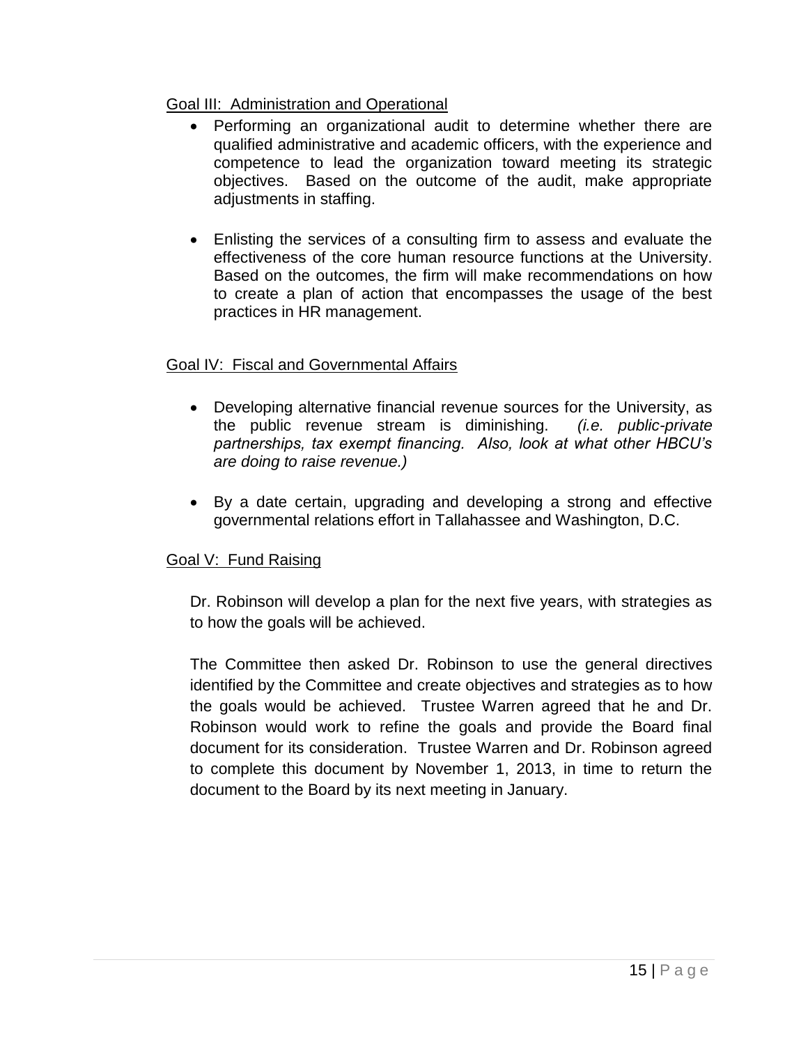<u>Goal III: Administration and Operational</u>

- Performing an organizational audit to determine whether there are qualified administrative and academic officers, with the experience and competence to lead the organization toward meeting its strategic objectives. Based on the outcome of the audit, make appropriate adjustments in staffing.

- Enlisting the services of a consulting firm to assess and evaluate the effectiveness of the core human resource functions at the University. Based on the outcomes, the firm will make recommendations on how to create a plan of action that encompasses the usage of the best practices in HR management.

<u>Goal IV: Fiscal and Governmental Affairs</u>

- Developing alternative financial revenue sources for the University, as the public revenue stream is diminishing. *(i.e. public-private partnerships, tax exempt financing. Also, look at what other HBCU's are doing to raise revenue.)*

- By a date certain, upgrading and developing a strong and effective governmental relations effort in Tallahassee and Washington, D.C.

<u>Goal V: Fund Raising</u>

Dr. Robinson will develop a plan for the next five years, with strategies as to how the goals will be achieved.

The Committee then asked Dr. Robinson to use the general directives identified by the Committee and create objectives and strategies as to how the goals would be achieved. Trustee Warren agreed that he and Dr. Robinson would work to refine the goals and provide the Board final document for its consideration. Trustee Warren and Dr. Robinson agreed to complete this document by November 1, 2013, in time to return the document to the Board by its next meeting in January.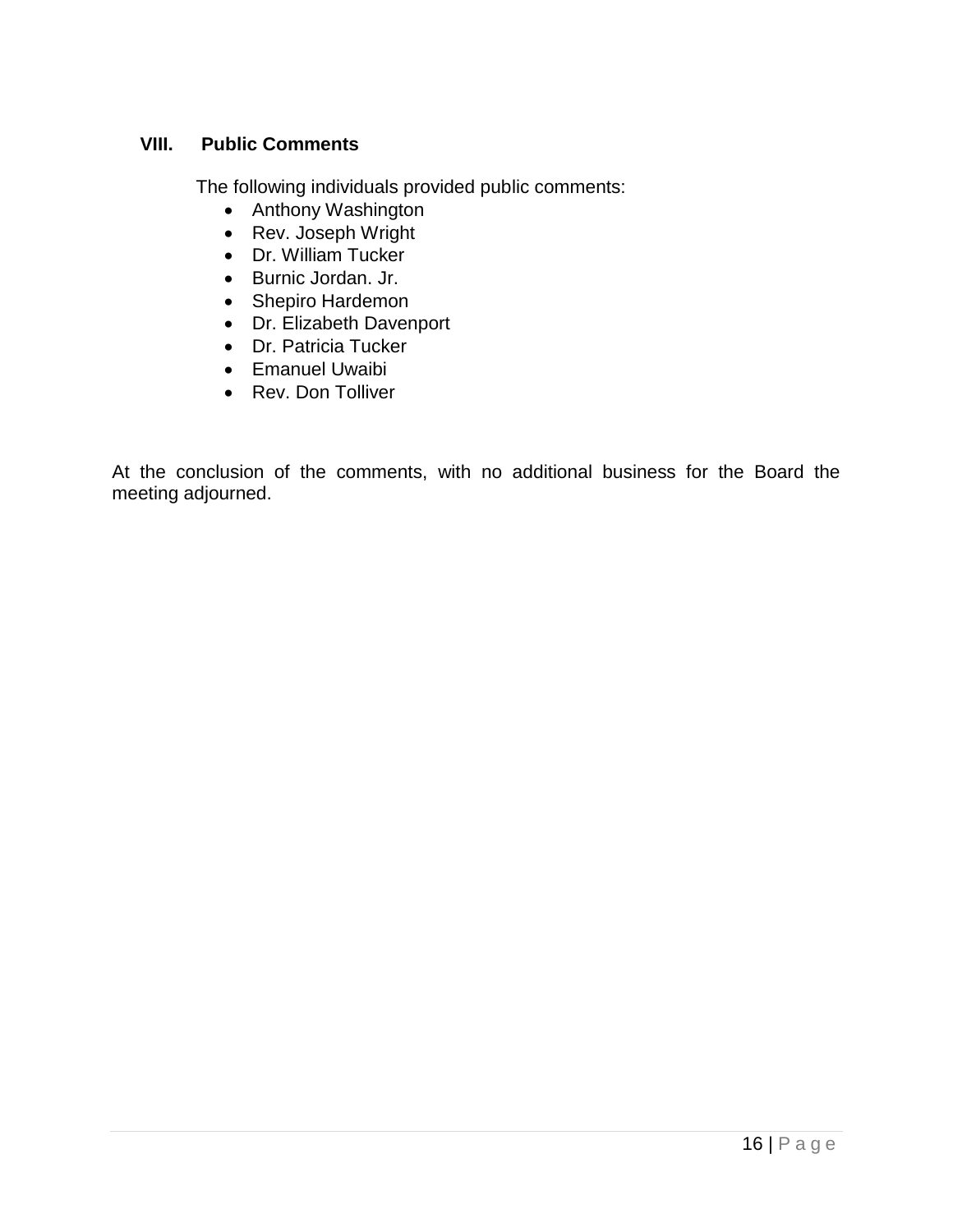## VIII. Public Comments

The following individuals provided public comments:

- Anthony Washington
- Rev. Joseph Wright
- Dr. William Tucker
- Burnic Jordan. Jr.
- Shepiro Hardemon
- Dr. Elizabeth Davenport
- Dr. Patricia Tucker
- Emanuel Uwaibi
- Rev. Don Tolliver

At the conclusion of the comments, with no additional business for the Board the meeting adjourned.